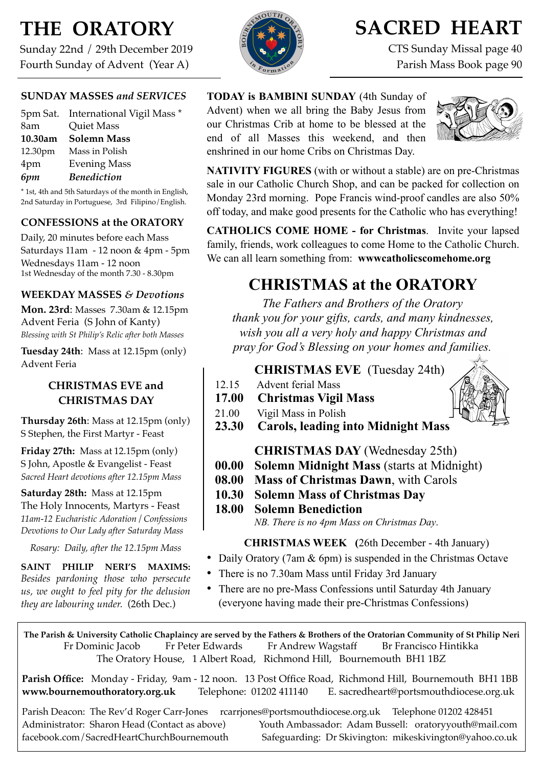# THE ORATORY

Sunday 22nd / 29th December 2019
Fourth Sunday of Advent (Year A)

# SACRED HEART

CTS Sunday Missal page 40
Parish Mass Book page 90

## SUNDAY MASSES *and SERVICES*

| | |
|---|---|
| 5pm Sat. | International Vigil Mass * |
| 8am | Quiet Mass |
| **10.30am** | **Solemn Mass** |
| 12.30pm | Mass in Polish |
| 4pm | Evening Mass |
| ***6pm*** | ***Benediction*** |

* 1st, 4th and 5th Saturdays of the month in English, 2nd Saturday in Portuguese, 3rd Filipino/English.

## CONFESSIONS at the ORATORY

Daily, 20 minutes before each Mass
Saturdays 11am - 12 noon & 4pm - 5pm
Wednesdays 11am - 12 noon
1st Wednesday of the month 7.30 - 8.30pm

## WEEKDAY MASSES *& Devotions*

**Mon. 23rd**: Masses 7.30am & 12.15pm
Advent Feria (S John of Kanty)
*Blessing with St Philip's Relic after both Masses*

**Tuesday 24th**: Mass at 12.15pm (only)
Advent Feria

### CHRISTMAS EVE and CHRISTMAS DAY

**Thursday 26th**: Mass at 12.15pm (only)
S Stephen, the First Martyr - Feast

**Friday 27th:** Mass at 12.15pm (only)
S John, Apostle & Evangelist - Feast
*Sacred Heart devotions after 12.15pm Mass*

**Saturday 28th:** Mass at 12.15pm
The Holy Innocents, Martyrs - Feast
*11am-12 Eucharistic Adoration / Confessions*
*Devotions to Our Lady after Saturday Mass*

*Rosary: Daily, after the 12.15pm Mass*

**SAINT PHILIP NERI'S MAXIMS:** *Besides pardoning those who persecute us, we ought to feel pity for the delusion they are labouring under.* (26th Dec.)

**TODAY is BAMBINI SUNDAY** (4th Sunday of Advent) when we all bring the Baby Jesus from our Christmas Crib at home to be blessed at the end of all Masses this weekend, and then enshrined in our home Cribs on Christmas Day.

**NATIVITY FIGURES** (with or without a stable) are on pre-Christmas sale in our Catholic Church Shop, and can be packed for collection on Monday 23rd morning. Pope Francis wind-proof candles are also 50% off today, and make good presents for the Catholic who has everything!

**CATHOLICS COME HOME - for Christmas**. Invite your lapsed family, friends, work colleagues to come Home to the Catholic Church. We can all learn something from: **wwwcatholicscomehome.org**

## CHRISTMAS at the ORATORY

*The Fathers and Brothers of the Oratory thank you for your gifts, cards, and many kindnesses, wish you all a very holy and happy Christmas and pray for God's Blessing on your homes and families.*

### CHRISTMAS EVE (Tuesday 24th)

| | |
|---|---|
| 12.15 | Advent ferial Mass |
| **17.00** | **Christmas Vigil Mass** |
| 21.00 | Vigil Mass in Polish |
| **23.30** | **Carols, leading into Midnight Mass** |

### CHRISTMAS DAY (Wednesday 25th)

| | |
|---|---|
| **00.00** | **Solemn Midnight Mass** (starts at Midnight) |
| **08.00** | **Mass of Christmas Dawn**, with Carols |
| **10.30** | **Solemn Mass of Christmas Day** |
| **18.00** | **Solemn Benediction** |

*NB. There is no 4pm Mass on Christmas Day.*

### CHRISTMAS WEEK (26th December - 4th January)

- Daily Oratory (7am & 6pm) is suspended in the Christmas Octave
- There is no 7.30am Mass until Friday 3rd January
- There are no pre-Mass Confessions until Saturday 4th January (everyone having made their pre-Christmas Confessions)

**The Parish & University Catholic Chaplaincy are served by the Fathers & Brothers of the Oratorian Community of St Philip Neri**
Fr Dominic Jacob    Fr Peter Edwards    Fr Andrew Wagstaff    Br Francisco Hintikka
The Oratory House, 1 Albert Road, Richmond Hill, Bournemouth BH1 1BZ

**Parish Office:** Monday - Friday, 9am - 12 noon. 13 Post Office Road, Richmond Hill, Bournemouth BH1 1BB
**www.bournemouthoratory.org.uk**    Telephone: 01202 411140    E. sacredheart@portsmouthdiocese.org.uk

Parish Deacon: The Rev'd Roger Carr-Jones    rcarrjones@portsmouthdiocese.org.uk    Telephone 01202 428451
Administrator: Sharon Head (Contact as above)    Youth Ambassador: Adam Bussell: oratoryyouth@mail.com
facebook.com/SacredHeartChurchBournemouth    Safeguarding: Dr Skivington: mikeskivington@yahoo.co.uk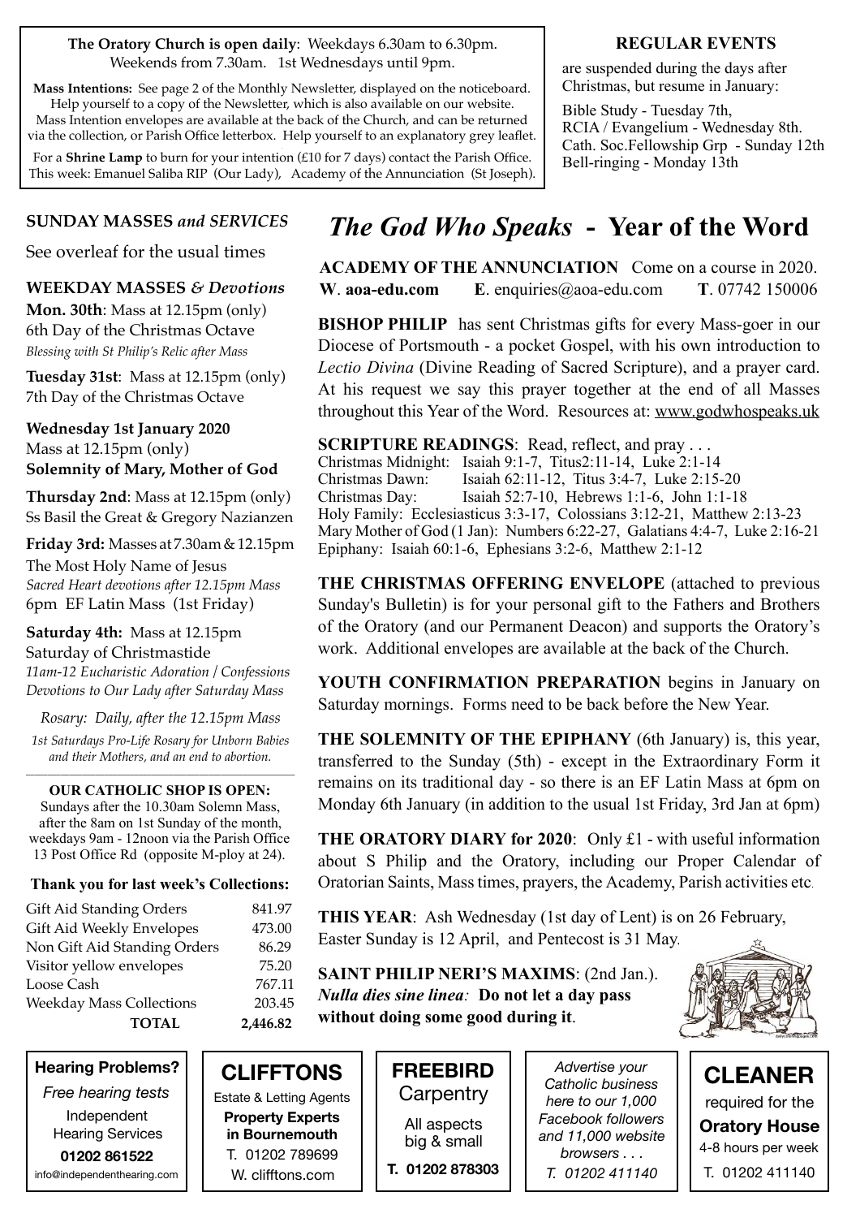**The Oratory Church is open daily**: Weekdays 6.30am to 6.30pm. Weekends from 7.30am. 1st Wednesdays until 9pm.

**Mass Intentions:** See page 2 of the Monthly Newsletter, displayed on the noticeboard. Help yourself to a copy of the Newsletter, which is also available on our website. Mass Intention envelopes are available at the back of the Church, and can be returned via the collection, or Parish Office letterbox. Help yourself to an explanatory grey leaflet.

For a **Shrine Lamp** to burn for your intention (£10 for 7 days) contact the Parish Office. This week: Emanuel Saliba RIP (Our Lady), Academy of the Annunciation (St Joseph).

**REGULAR EVENTS**

are suspended during the days after Christmas, but resume in January:

Bible Study - Tuesday 7th,
RCIA / Evangelium - Wednesday 8th.
Cath. Soc.Fellowship Grp - Sunday 12th
Bell-ringing - Monday 13th

**SUNDAY MASSES *and SERVICES***

See overleaf for the usual times

***WEEKDAY MASSES** & Devotions*

**Mon. 30th**: Mass at 12.15pm (only)
6th Day of the Christmas Octave
*Blessing with St Philip's Relic after Mass*

**Tuesday 31st**: Mass at 12.15pm (only)
7th Day of the Christmas Octave

**Wednesday 1st January 2020**
Mass at 12.15pm (only)
**Solemnity of Mary, Mother of God**

**Thursday 2nd**: Mass at 12.15pm (only)
Ss Basil the Great & Gregory Nazianzen

**Friday 3rd:** Masses at 7.30am & 12.15pm
The Most Holy Name of Jesus
*Sacred Heart devotions after 12.15pm Mass*
6pm EF Latin Mass (1st Friday)

**Saturday 4th:** Mass at 12.15pm
Saturday of Christmastide
*11am-12 Eucharistic Adoration / Confessions*
*Devotions to Our Lady after Saturday Mass*

*Rosary: Daily, after the 12.15pm Mass*

*1st Saturdays Pro-Life Rosary for Unborn Babies and their Mothers, and an end to abortion.*

**OUR CATHOLIC SHOP IS OPEN:**
Sundays after the 10.30am Solemn Mass, after the 8am on 1st Sunday of the month, weekdays 9am - 12noon via the Parish Office 13 Post Office Rd (opposite M-ploy at 24).

**Thank you for last week's Collections:**

| | |
|---|---|
| Gift Aid Standing Orders | 841.97 |
| Gift Aid Weekly Envelopes | 473.00 |
| Non Gift Aid Standing Orders | 86.29 |
| Visitor yellow envelopes | 75.20 |
| Loose Cash | 767.11 |
| Weekday Mass Collections | 203.45 |
| **TOTAL** | **2,446.82** |

# *The God Who Speaks* - Year of the Word

**ACADEMY OF THE ANNUNCIATION** Come on a course in 2020.
**W**. **aoa-edu.com** **E**. enquiries@aoa-edu.com **T**. 07742 150006

**BISHOP PHILIP** has sent Christmas gifts for every Mass-goer in our Diocese of Portsmouth - a pocket Gospel, with his own introduction to *Lectio Divina* (Divine Reading of Sacred Scripture), and a prayer card. At his request we say this prayer together at the end of all Masses throughout this Year of the Word. Resources at: www.godwhospeaks.uk

**SCRIPTURE READINGS**: Read, reflect, and pray . . .
Christmas Midnight: Isaiah 9:1-7, Titus2:11-14, Luke 2:1-14
Christmas Dawn: Isaiah 62:11-12, Titus 3:4-7, Luke 2:15-20
Christmas Day: Isaiah 52:7-10, Hebrews 1:1-6, John 1:1-18
Holy Family: Ecclesiasticus 3:3-17, Colossians 3:12-21, Matthew 2:13-23
Mary Mother of God (1 Jan): Numbers 6:22-27, Galatians 4:4-7, Luke 2:16-21
Epiphany: Isaiah 60:1-6, Ephesians 3:2-6, Matthew 2:1-12

**THE CHRISTMAS OFFERING ENVELOPE** (attached to previous Sunday's Bulletin) is for your personal gift to the Fathers and Brothers of the Oratory (and our Permanent Deacon) and supports the Oratory's work. Additional envelopes are available at the back of the Church.

**YOUTH CONFIRMATION PREPARATION** begins in January on Saturday mornings. Forms need to be back before the New Year.

**THE SOLEMNITY OF THE EPIPHANY** (6th January) is, this year, transferred to the Sunday (5th) - except in the Extraordinary Form it remains on its traditional day - so there is an EF Latin Mass at 6pm on Monday 6th January (in addition to the usual 1st Friday, 3rd Jan at 6pm)

**THE ORATORY DIARY for 2020**: Only £1 - with useful information about S Philip and the Oratory, including our Proper Calendar of Oratorian Saints, Mass times, prayers, the Academy, Parish activities etc.

**THIS YEAR**: Ash Wednesday (1st day of Lent) is on 26 February, Easter Sunday is 12 April, and Pentecost is 31 May.

**SAINT PHILIP NERI'S MAXIMS**: (2nd Jan.).
***Nulla dies sine linea*:** **Do not let a day pass without doing some good during it**.

**Hearing Problems?**
*Free hearing tests*
Independent Hearing Services
**01202 861522**
info@independenthearing.com

**CLIFFTONS**
Estate & Letting Agents
**Property Experts in Bournemouth**
T. 01202 789699
W. clifftons.com

**FREEBIRD** Carpentry
All aspects big & small
**T. 01202 878303**

*Advertise your Catholic business here to our 1,000 Facebook followers and 11,000 website browsers . . .*
*T. 01202 411140*

**CLEANER**
required for the
**Oratory House**
4-8 hours per week
T. 01202 411140